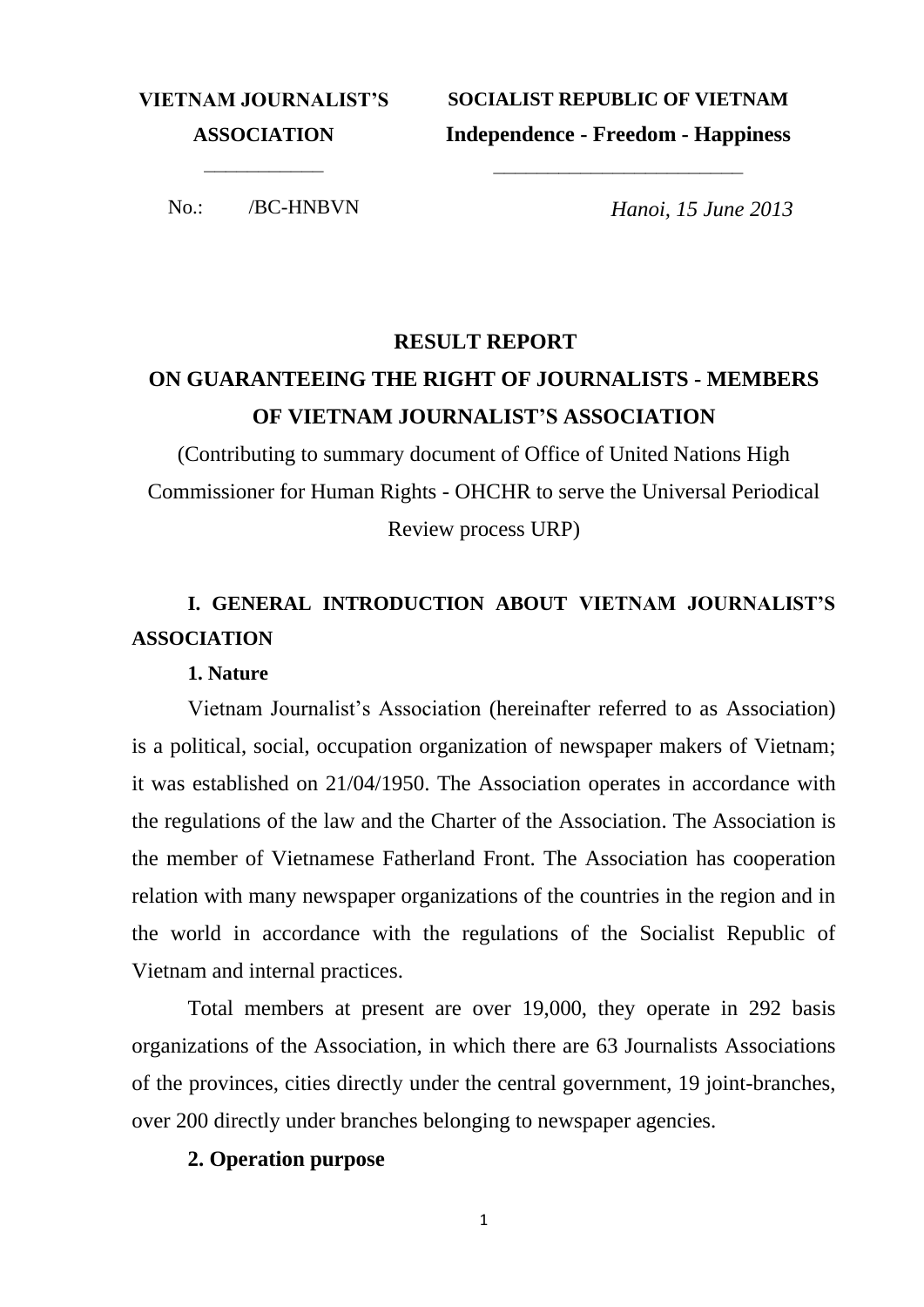**VIETNAM JOURNALIST'S ASSOCIATION**

**SOCIALIST REPUBLIC OF VIETNAM**
**Independence - Freedom - Happiness**

No.: /BC-HNBVN

*Hanoi, 15 June 2013*

# RESULT REPORT
# ON GUARANTEEING THE RIGHT OF JOURNALISTS - MEMBERS OF VIETNAM JOURNALIST'S ASSOCIATION

(Contributing to summary document of Office of United Nations High Commissioner for Human Rights - OHCHR to serve the Universal Periodical Review process URP)

## I. GENERAL INTRODUCTION ABOUT VIETNAM JOURNALIST'S ASSOCIATION

### 1. Nature

Vietnam Journalist's Association (hereinafter referred to as Association) is a political, social, occupation organization of newspaper makers of Vietnam; it was established on 21/04/1950. The Association operates in accordance with the regulations of the law and the Charter of the Association. The Association is the member of Vietnamese Fatherland Front. The Association has cooperation relation with many newspaper organizations of the countries in the region and in the world in accordance with the regulations of the Socialist Republic of Vietnam and internal practices.

Total members at present are over 19,000, they operate in 292 basis organizations of the Association, in which there are 63 Journalists Associations of the provinces, cities directly under the central government, 19 joint-branches, over 200 directly under branches belonging to newspaper agencies.

### 2. Operation purpose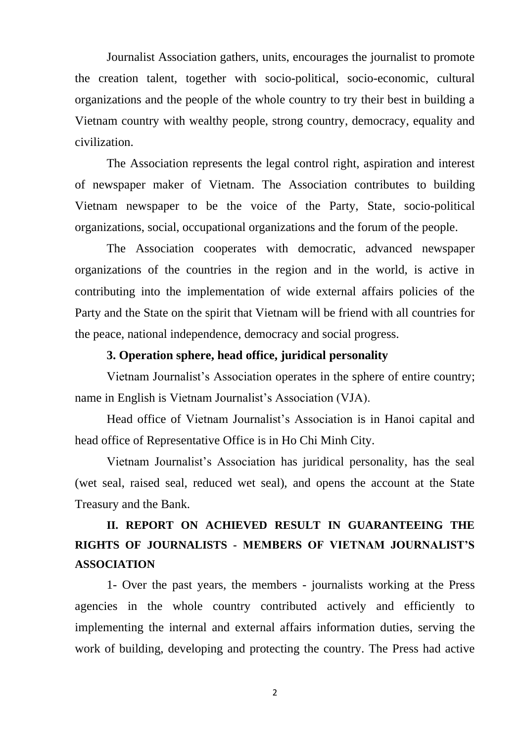Journalist Association gathers, units, encourages the journalist to promote the creation talent, together with socio-political, socio-economic, cultural organizations and the people of the whole country to try their best in building a Vietnam country with wealthy people, strong country, democracy, equality and civilization.

The Association represents the legal control right, aspiration and interest of newspaper maker of Vietnam. The Association contributes to building Vietnam newspaper to be the voice of the Party, State, socio-political organizations, social, occupational organizations and the forum of the people.

The Association cooperates with democratic, advanced newspaper organizations of the countries in the region and in the world, is active in contributing into the implementation of wide external affairs policies of the Party and the State on the spirit that Vietnam will be friend with all countries for the peace, national independence, democracy and social progress.

### 3. Operation sphere, head office, juridical personality

Vietnam Journalist's Association operates in the sphere of entire country; name in English is Vietnam Journalist's Association (VJA).

Head office of Vietnam Journalist's Association is in Hanoi capital and head office of Representative Office is in Ho Chi Minh City.

Vietnam Journalist's Association has juridical personality, has the seal (wet seal, raised seal, reduced wet seal), and opens the account at the State Treasury and the Bank.

## II. REPORT ON ACHIEVED RESULT IN GUARANTEEING THE RIGHTS OF JOURNALISTS - MEMBERS OF VIETNAM JOURNALIST'S ASSOCIATION

1- Over the past years, the members - journalists working at the Press agencies in the whole country contributed actively and efficiently to implementing the internal and external affairs information duties, serving the work of building, developing and protecting the country. The Press had active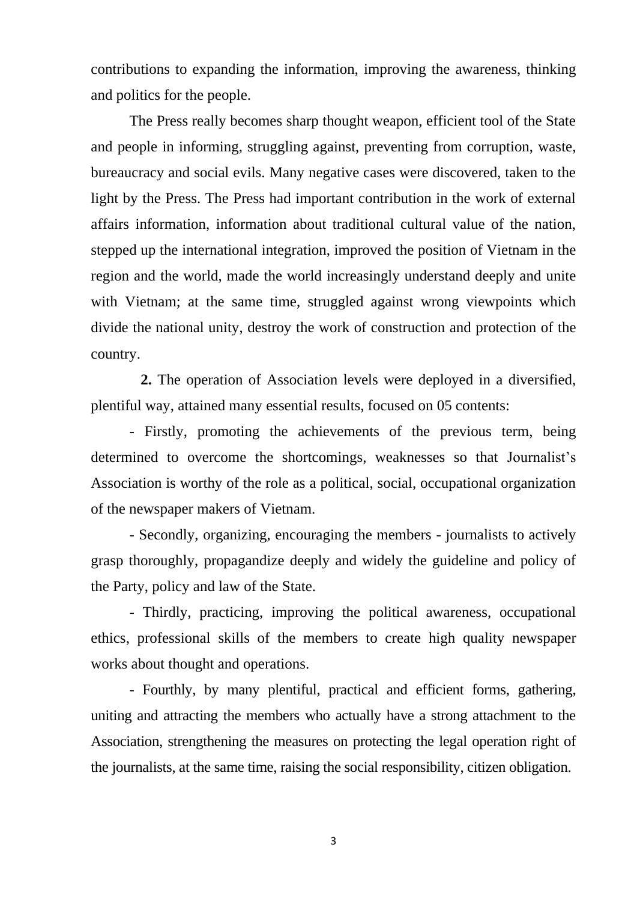contributions to expanding the information, improving the awareness, thinking and politics for the people.

The Press really becomes sharp thought weapon, efficient tool of the State and people in informing, struggling against, preventing from corruption, waste, bureaucracy and social evils. Many negative cases were discovered, taken to the light by the Press. The Press had important contribution in the work of external affairs information, information about traditional cultural value of the nation, stepped up the international integration, improved the position of Vietnam in the region and the world, made the world increasingly understand deeply and unite with Vietnam; at the same time, struggled against wrong viewpoints which divide the national unity, destroy the work of construction and protection of the country.

**2.** The operation of Association levels were deployed in a diversified, plentiful way, attained many essential results, focused on 05 contents:

- Firstly, promoting the achievements of the previous term, being determined to overcome the shortcomings, weaknesses so that Journalist's Association is worthy of the role as a political, social, occupational organization of the newspaper makers of Vietnam.

- Secondly, organizing, encouraging the members - journalists to actively grasp thoroughly, propagandize deeply and widely the guideline and policy of the Party, policy and law of the State.

- Thirdly, practicing, improving the political awareness, occupational ethics, professional skills of the members to create high quality newspaper works about thought and operations.

- Fourthly, by many plentiful, practical and efficient forms, gathering, uniting and attracting the members who actually have a strong attachment to the Association, strengthening the measures on protecting the legal operation right of the journalists, at the same time, raising the social responsibility, citizen obligation.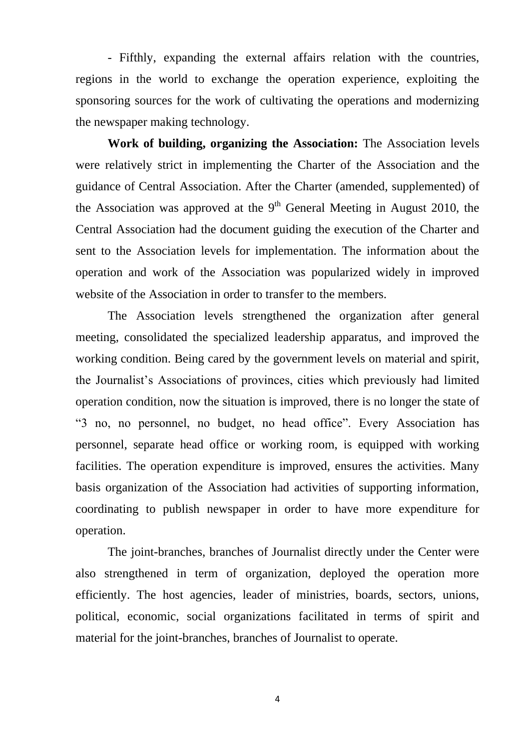- Fifthly, expanding the external affairs relation with the countries, regions in the world to exchange the operation experience, exploiting the sponsoring sources for the work of cultivating the operations and modernizing the newspaper making technology.

**Work of building, organizing the Association:** The Association levels were relatively strict in implementing the Charter of the Association and the guidance of Central Association. After the Charter (amended, supplemented) of the Association was approved at the 9th General Meeting in August 2010, the Central Association had the document guiding the execution of the Charter and sent to the Association levels for implementation. The information about the operation and work of the Association was popularized widely in improved website of the Association in order to transfer to the members.

The Association levels strengthened the organization after general meeting, consolidated the specialized leadership apparatus, and improved the working condition. Being cared by the government levels on material and spirit, the Journalist's Associations of provinces, cities which previously had limited operation condition, now the situation is improved, there is no longer the state of "3 no, no personnel, no budget, no head office". Every Association has personnel, separate head office or working room, is equipped with working facilities. The operation expenditure is improved, ensures the activities. Many basis organization of the Association had activities of supporting information, coordinating to publish newspaper in order to have more expenditure for operation.

The joint-branches, branches of Journalist directly under the Center were also strengthened in term of organization, deployed the operation more efficiently. The host agencies, leader of ministries, boards, sectors, unions, political, economic, social organizations facilitated in terms of spirit and material for the joint-branches, branches of Journalist to operate.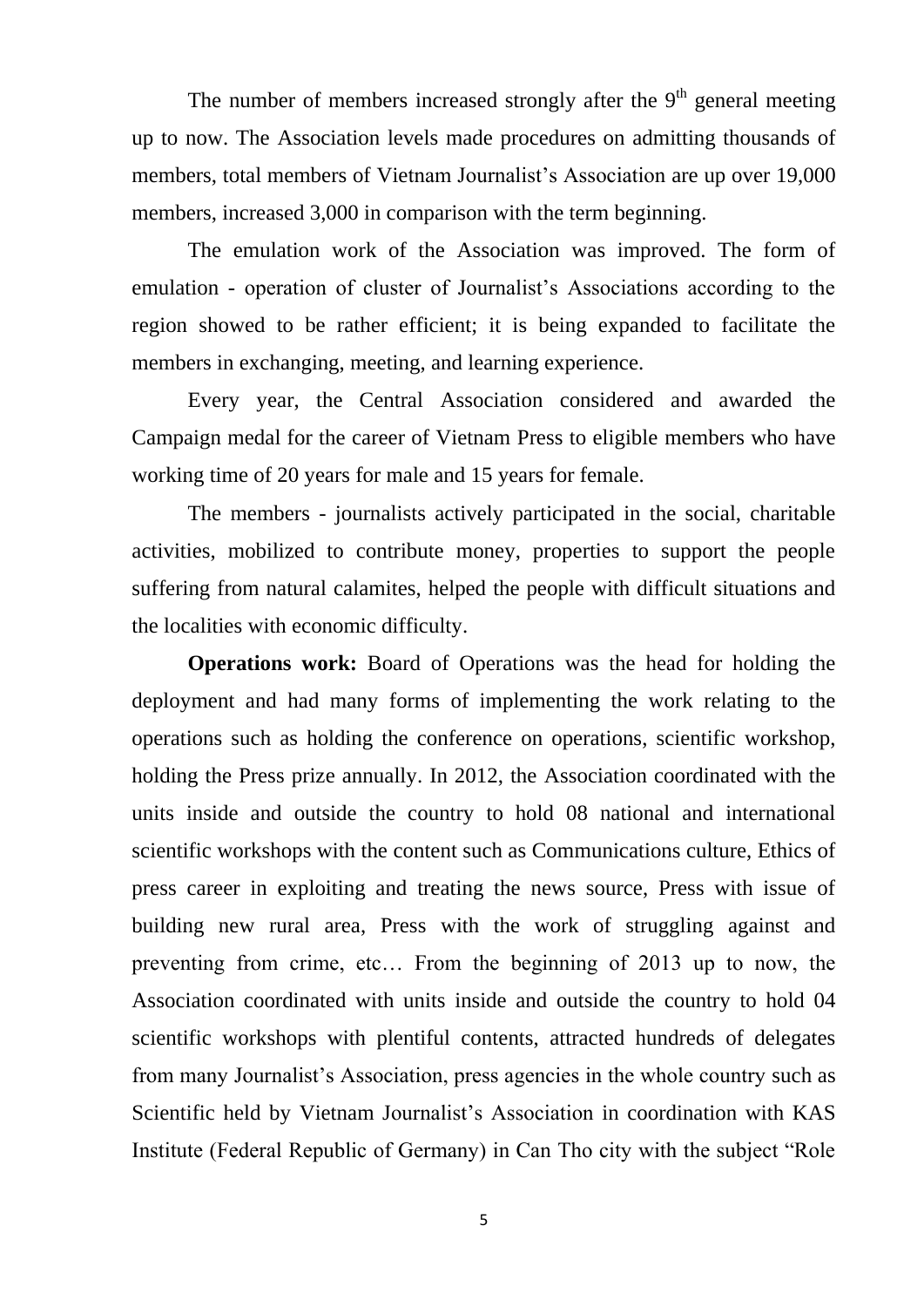The number of members increased strongly after the 9th general meeting up to now. The Association levels made procedures on admitting thousands of members, total members of Vietnam Journalist's Association are up over 19,000 members, increased 3,000 in comparison with the term beginning.

The emulation work of the Association was improved. The form of emulation - operation of cluster of Journalist's Associations according to the region showed to be rather efficient; it is being expanded to facilitate the members in exchanging, meeting, and learning experience.

Every year, the Central Association considered and awarded the Campaign medal for the career of Vietnam Press to eligible members who have working time of 20 years for male and 15 years for female.

The members - journalists actively participated in the social, charitable activities, mobilized to contribute money, properties to support the people suffering from natural calamites, helped the people with difficult situations and the localities with economic difficulty.

**Operations work:** Board of Operations was the head for holding the deployment and had many forms of implementing the work relating to the operations such as holding the conference on operations, scientific workshop, holding the Press prize annually. In 2012, the Association coordinated with the units inside and outside the country to hold 08 national and international scientific workshops with the content such as Communications culture, Ethics of press career in exploiting and treating the news source, Press with issue of building new rural area, Press with the work of struggling against and preventing from crime, etc… From the beginning of 2013 up to now, the Association coordinated with units inside and outside the country to hold 04 scientific workshops with plentiful contents, attracted hundreds of delegates from many Journalist's Association, press agencies in the whole country such as Scientific held by Vietnam Journalist's Association in coordination with KAS Institute (Federal Republic of Germany) in Can Tho city with the subject "Role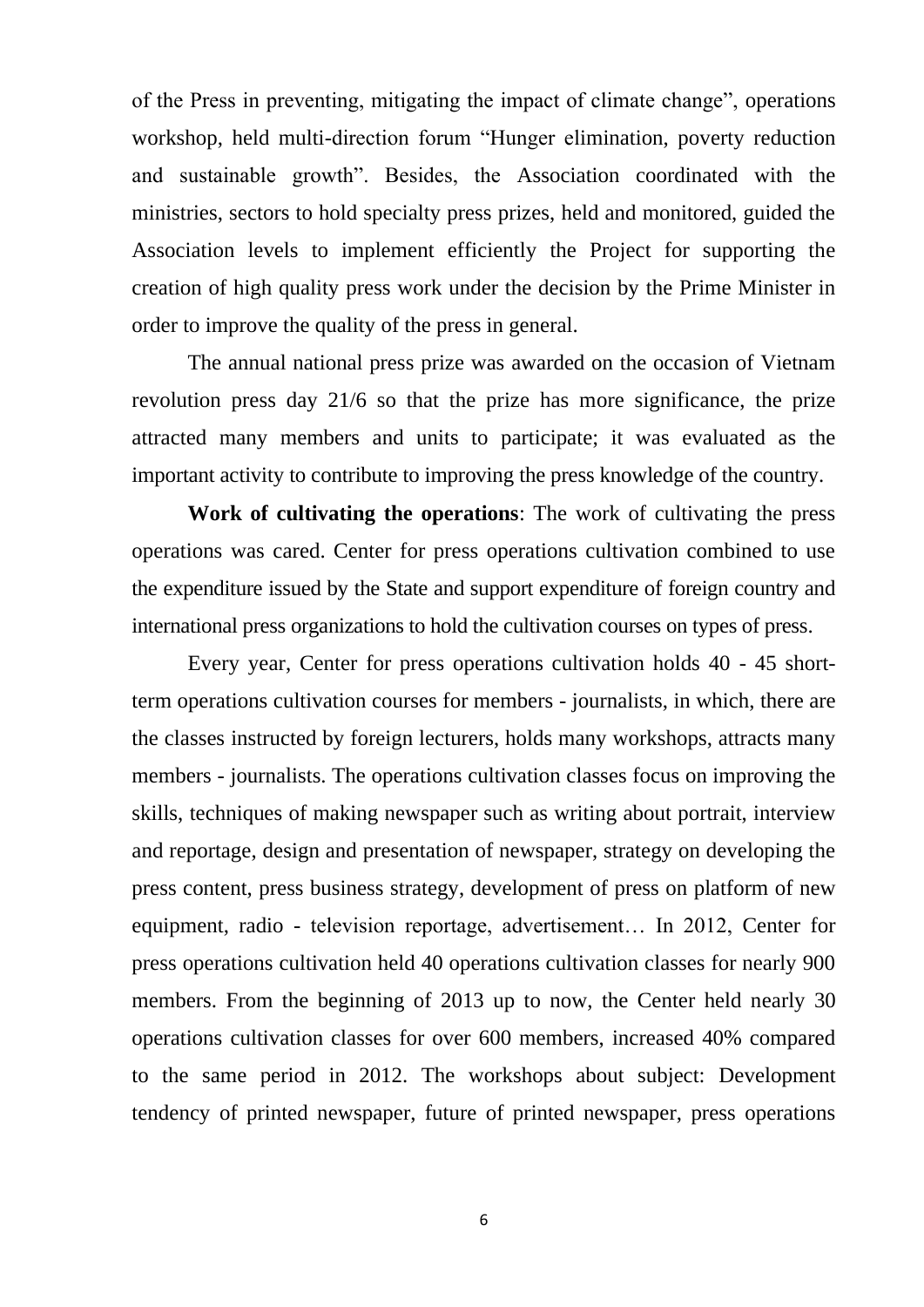of the Press in preventing, mitigating the impact of climate change", operations workshop, held multi-direction forum "Hunger elimination, poverty reduction and sustainable growth". Besides, the Association coordinated with the ministries, sectors to hold specialty press prizes, held and monitored, guided the Association levels to implement efficiently the Project for supporting the creation of high quality press work under the decision by the Prime Minister in order to improve the quality of the press in general.

The annual national press prize was awarded on the occasion of Vietnam revolution press day 21/6 so that the prize has more significance, the prize attracted many members and units to participate; it was evaluated as the important activity to contribute to improving the press knowledge of the country.

**Work of cultivating the operations**: The work of cultivating the press operations was cared. Center for press operations cultivation combined to use the expenditure issued by the State and support expenditure of foreign country and international press organizations to hold the cultivation courses on types of press.

Every year, Center for press operations cultivation holds 40 - 45 short-term operations cultivation courses for members - journalists, in which, there are the classes instructed by foreign lecturers, holds many workshops, attracts many members - journalists. The operations cultivation classes focus on improving the skills, techniques of making newspaper such as writing about portrait, interview and reportage, design and presentation of newspaper, strategy on developing the press content, press business strategy, development of press on platform of new equipment, radio - television reportage, advertisement… In 2012, Center for press operations cultivation held 40 operations cultivation classes for nearly 900 members. From the beginning of 2013 up to now, the Center held nearly 30 operations cultivation classes for over 600 members, increased 40% compared to the same period in 2012. The workshops about subject: Development tendency of printed newspaper, future of printed newspaper, press operations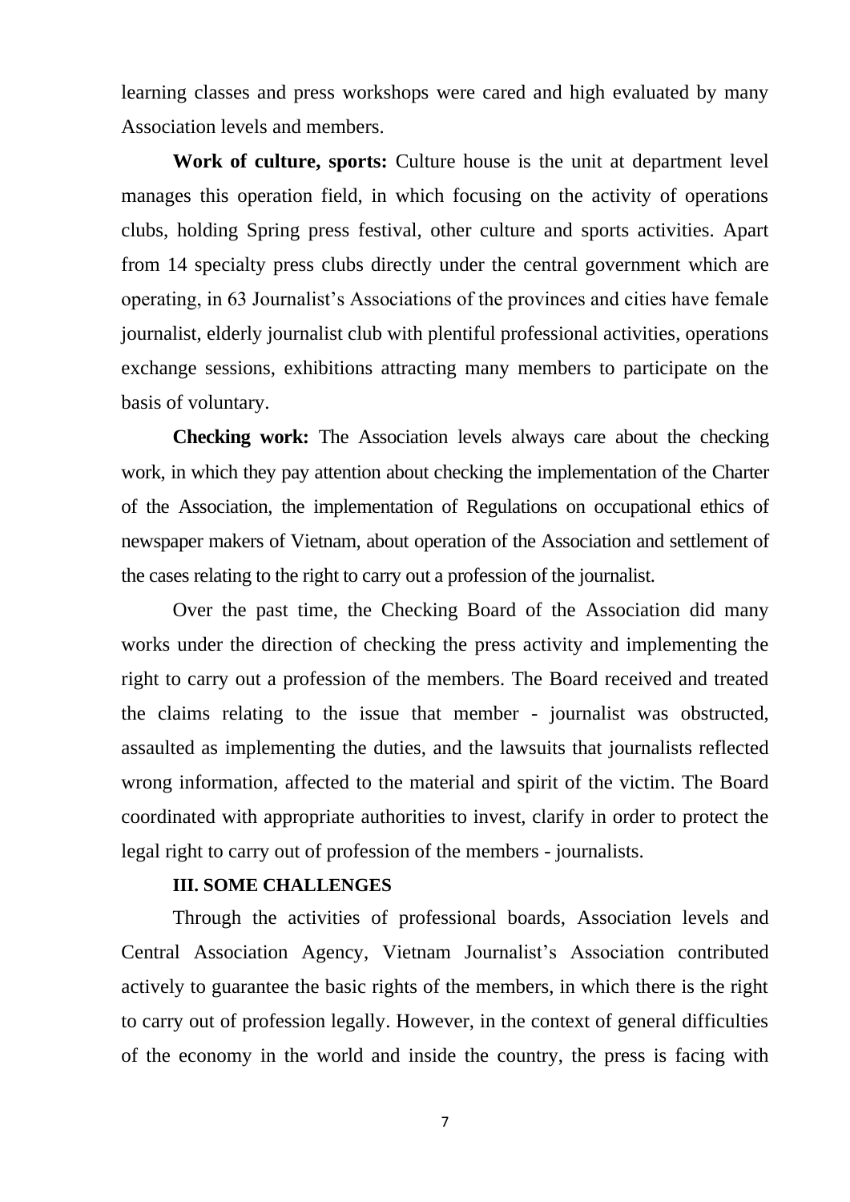learning classes and press workshops were cared and high evaluated by many Association levels and members.

**Work of culture, sports:** Culture house is the unit at department level manages this operation field, in which focusing on the activity of operations clubs, holding Spring press festival, other culture and sports activities. Apart from 14 specialty press clubs directly under the central government which are operating, in 63 Journalist's Associations of the provinces and cities have female journalist, elderly journalist club with plentiful professional activities, operations exchange sessions, exhibitions attracting many members to participate on the basis of voluntary.

**Checking work:** The Association levels always care about the checking work, in which they pay attention about checking the implementation of the Charter of the Association, the implementation of Regulations on occupational ethics of newspaper makers of Vietnam, about operation of the Association and settlement of the cases relating to the right to carry out a profession of the journalist.

Over the past time, the Checking Board of the Association did many works under the direction of checking the press activity and implementing the right to carry out a profession of the members. The Board received and treated the claims relating to the issue that member - journalist was obstructed, assaulted as implementing the duties, and the lawsuits that journalists reflected wrong information, affected to the material and spirit of the victim. The Board coordinated with appropriate authorities to invest, clarify in order to protect the legal right to carry out of profession of the members - journalists.

## III. SOME CHALLENGES

Through the activities of professional boards, Association levels and Central Association Agency, Vietnam Journalist's Association contributed actively to guarantee the basic rights of the members, in which there is the right to carry out of profession legally. However, in the context of general difficulties of the economy in the world and inside the country, the press is facing with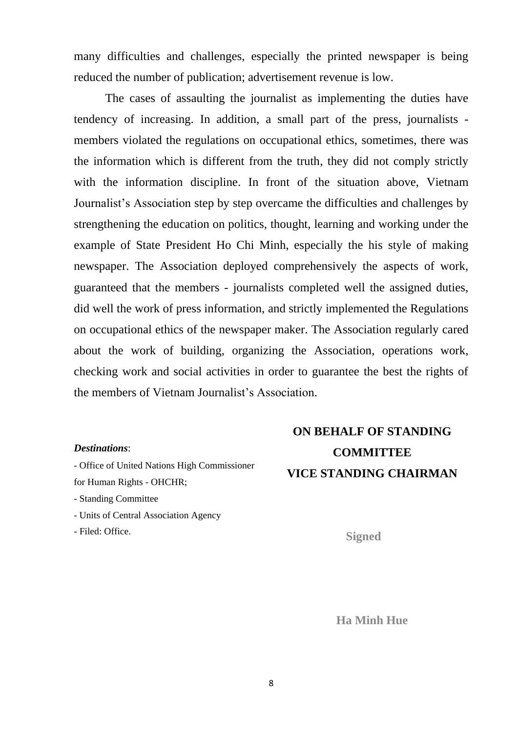many difficulties and challenges, especially the printed newspaper is being reduced the number of publication; advertisement revenue is low.

The cases of assaulting the journalist as implementing the duties have tendency of increasing. In addition, a small part of the press, journalists - members violated the regulations on occupational ethics, sometimes, there was the information which is different from the truth, they did not comply strictly with the information discipline. In front of the situation above, Vietnam Journalist's Association step by step overcame the difficulties and challenges by strengthening the education on politics, thought, learning and working under the example of State President Ho Chi Minh, especially the his style of making newspaper. The Association deployed comprehensively the aspects of work, guaranteed that the members - journalists completed well the assigned duties, did well the work of press information, and strictly implemented the Regulations on occupational ethics of the newspaper maker. The Association regularly cared about the work of building, organizing the Association, operations work, checking work and social activities in order to guarantee the best the rights of the members of Vietnam Journalist's Association.

**ON BEHALF OF STANDING COMMITTEE**
**VICE STANDING CHAIRMAN**

**Signed**

**Ha Minh Hue**

***Destinations***:

- Office of United Nations High Commissioner for Human Rights - OHCHR;
- Standing Committee
- Units of Central Association Agency
- Filed: Office.